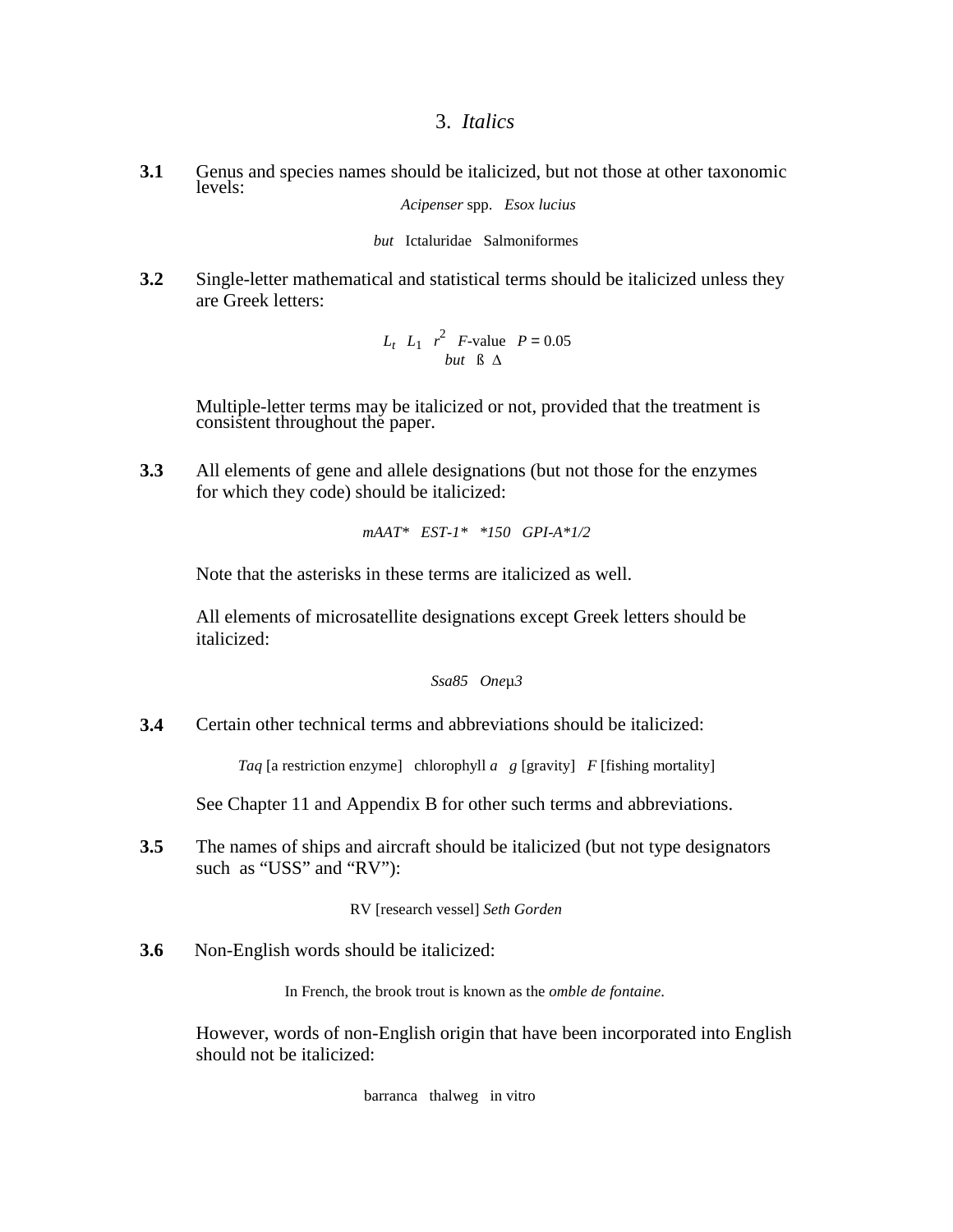# 3. *Italics*

**3.1** Genus and species names should be italicized, but not those at other taxonomic levels:

*Acipenser* spp. *Esox lucius*

*but* Ictaluridae Salmoniformes

**3.2** Single-letter mathematical and statistical terms should be italicized unless they are Greek letters:

$L_t$ $L_1$ $r^2$ *F*-value $P = 0.05$

*but* ß Δ

Multiple-letter terms may be italicized or not, provided that the treatment is consistent throughout the paper.

**3.3** All elements of gene and allele designations (but not those for the enzymes for which they code) should be italicized:

*mAAT\** *EST-1\** *\*150* *GPI-A\*1/2*

Note that the asterisks in these terms are italicized as well.

All elements of microsatellite designations except Greek letters should be italicized:

*Ssa85* *One*µ*3*

**3.4** Certain other technical terms and abbreviations should be italicized:

*Taq* [a restriction enzyme] chlorophyll *a* *g* [gravity] *F* [fishing mortality]

See Chapter 11 and Appendix B for other such terms and abbreviations.

**3.5** The names of ships and aircraft should be italicized (but not type designators such as "USS" and "RV"):

RV [research vessel] *Seth Gorden*

**3.6** Non-English words should be italicized:

In French, the brook trout is known as the *omble de fontaine*.

However, words of non-English origin that have been incorporated into English should not be italicized:

barranca thalweg in vitro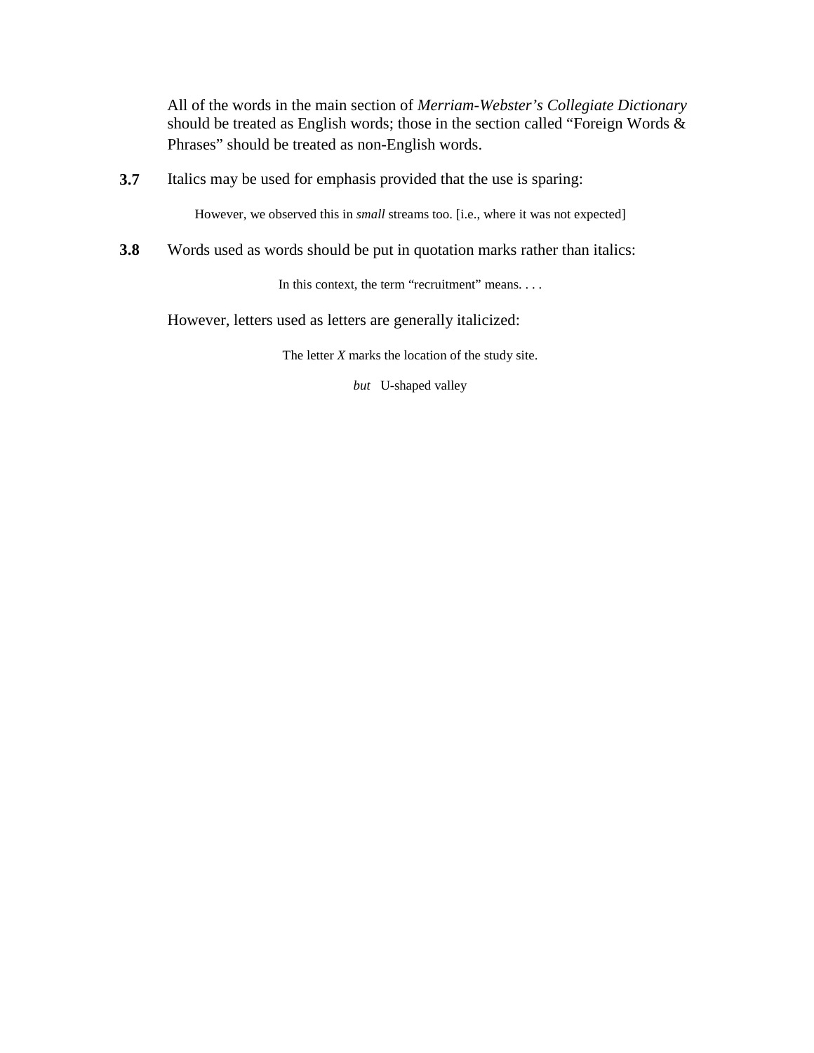All of the words in the main section of *Merriam-Webster's Collegiate Dictionary* should be treated as English words; those in the section called "Foreign Words & Phrases" should be treated as non-English words.

**3.7** Italics may be used for emphasis provided that the use is sparing:

> However, we observed this in *small* streams too. [i.e., where it was not expected]

**3.8** Words used as words should be put in quotation marks rather than italics:

> In this context, the term "recruitment" means. . . .

However, letters used as letters are generally italicized:

> The letter *X* marks the location of the study site.
>
> *but* U-shaped valley